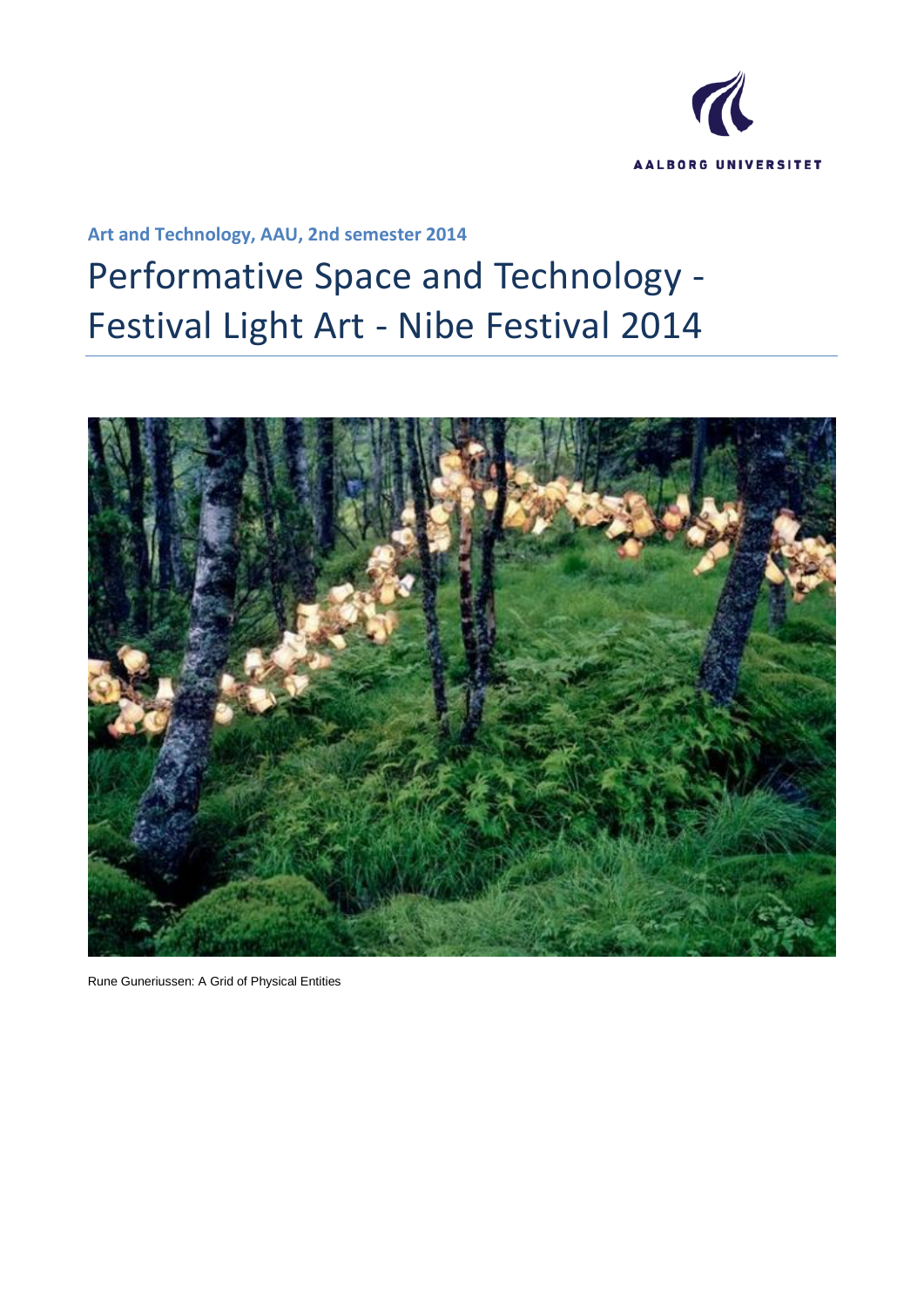AALBORG UNIVERSITET

**Art and Technology, AAU, 2nd semester 2014**

# Performative Space and Technology - Festival Light Art - Nibe Festival 2014

Rune Guneriussen: A Grid of Physical Entities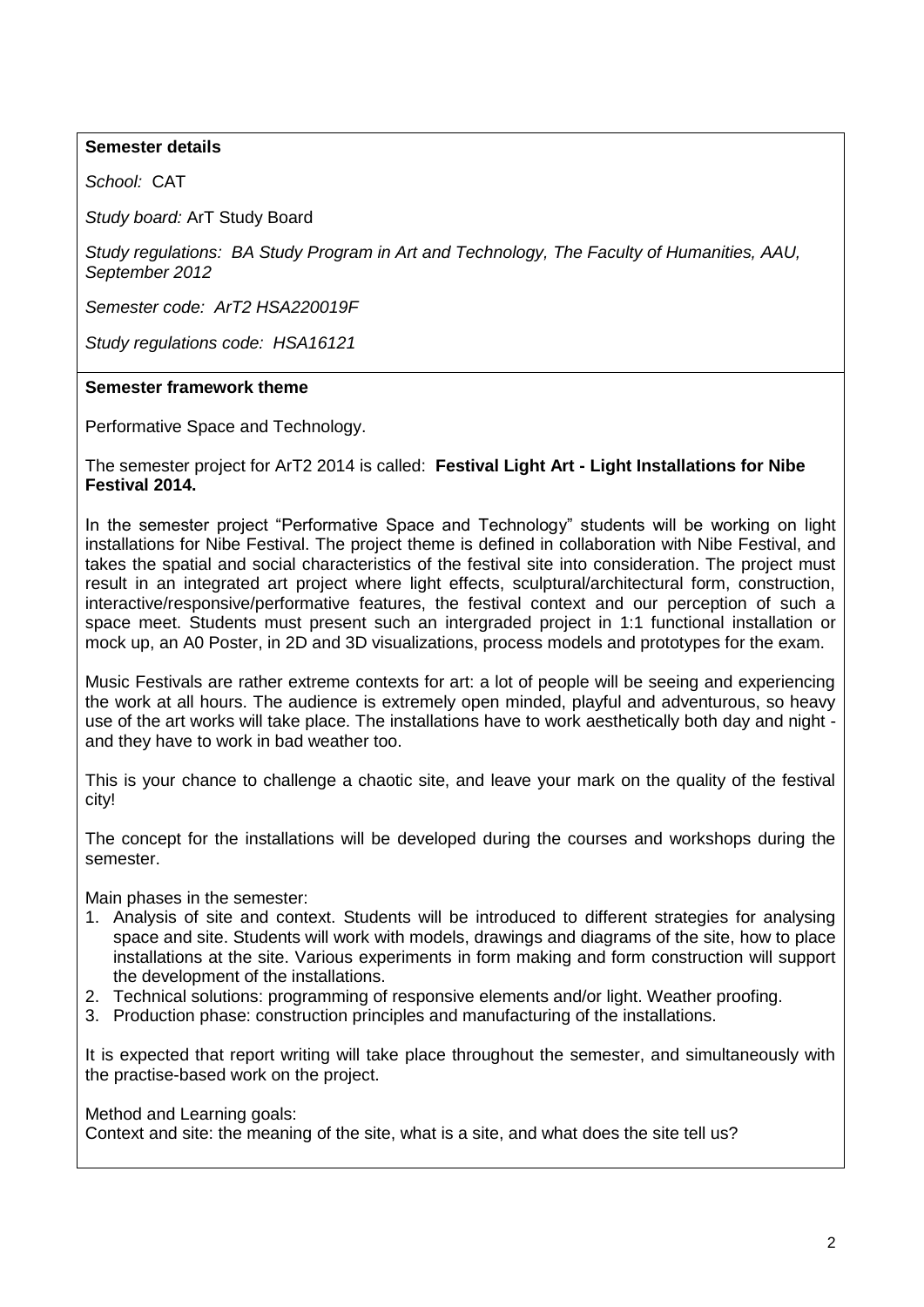**Semester details**

*School:* CAT

*Study board:* ArT Study Board

*Study regulations: BA Study Program in Art and Technology, The Faculty of Humanities, AAU, September 2012*

*Semester code: ArT2 HSA220019F*

*Study regulations code: HSA16121*

**Semester framework theme**

Performative Space and Technology.

The semester project for ArT2 2014 is called: **Festival Light Art - Light Installations for Nibe Festival 2014.**

In the semester project "Performative Space and Technology" students will be working on light installations for Nibe Festival. The project theme is defined in collaboration with Nibe Festival, and takes the spatial and social characteristics of the festival site into consideration. The project must result in an integrated art project where light effects, sculptural/architectural form, construction, interactive/responsive/performative features, the festival context and our perception of such a space meet. Students must present such an intergraded project in 1:1 functional installation or mock up, an A0 Poster, in 2D and 3D visualizations, process models and prototypes for the exam.

Music Festivals are rather extreme contexts for art: a lot of people will be seeing and experiencing the work at all hours. The audience is extremely open minded, playful and adventurous, so heavy use of the art works will take place. The installations have to work aesthetically both day and night - and they have to work in bad weather too.

This is your chance to challenge a chaotic site, and leave your mark on the quality of the festival city!

The concept for the installations will be developed during the courses and workshops during the semester.

Main phases in the semester:

1. Analysis of site and context. Students will be introduced to different strategies for analysing space and site. Students will work with models, drawings and diagrams of the site, how to place installations at the site. Various experiments in form making and form construction will support the development of the installations.
2. Technical solutions: programming of responsive elements and/or light. Weather proofing.
3. Production phase: construction principles and manufacturing of the installations.

It is expected that report writing will take place throughout the semester, and simultaneously with the practise-based work on the project.

Method and Learning goals:
Context and site: the meaning of the site, what is a site, and what does the site tell us?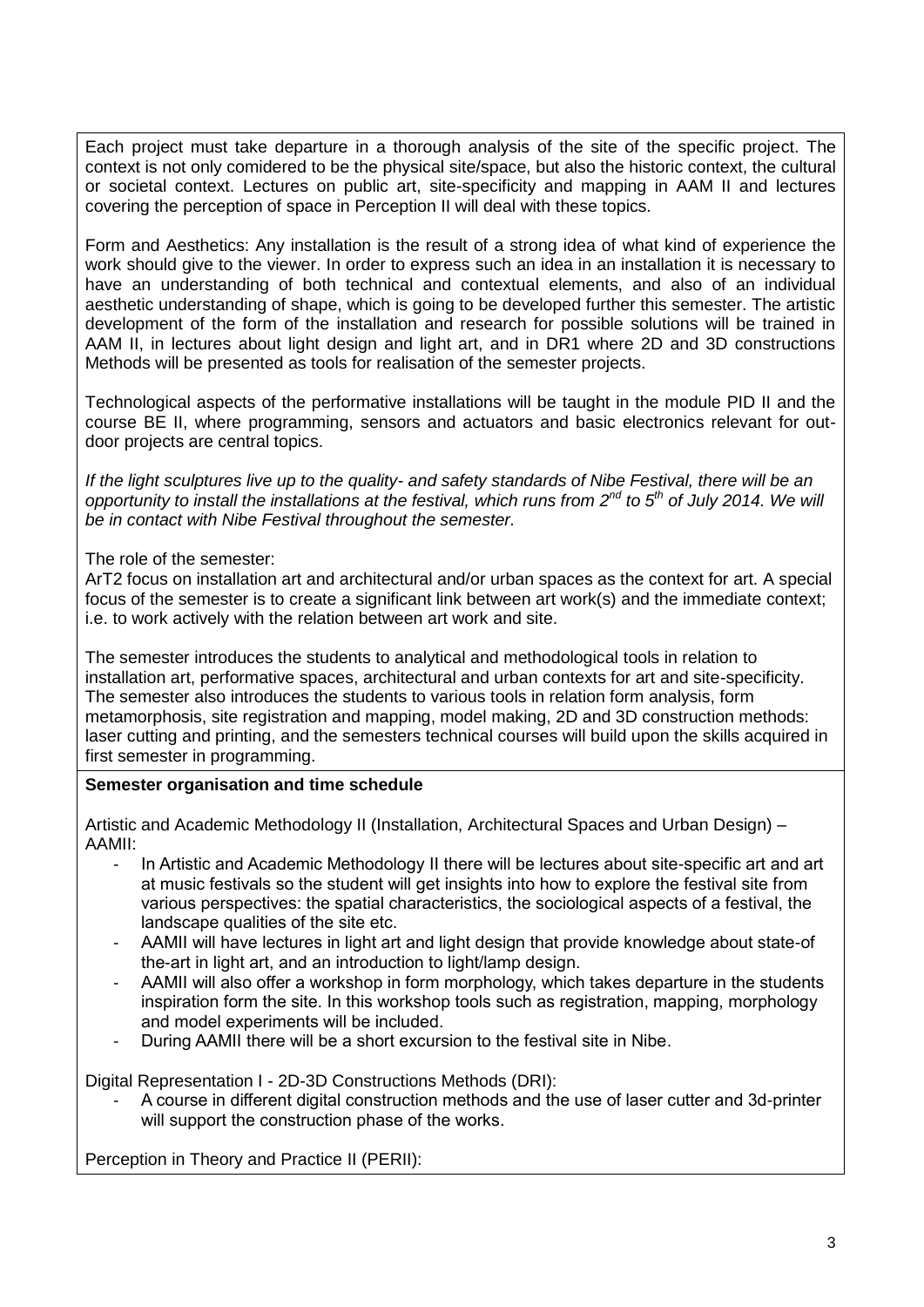Each project must take departure in a thorough analysis of the site of the specific project. The context is not only comidered to be the physical site/space, but also the historic context, the cultural or societal context. Lectures on public art, site-specificity and mapping in AAM II and lectures covering the perception of space in Perception II will deal with these topics.

Form and Aesthetics: Any installation is the result of a strong idea of what kind of experience the work should give to the viewer. In order to express such an idea in an installation it is necessary to have an understanding of both technical and contextual elements, and also of an individual aesthetic understanding of shape, which is going to be developed further this semester. The artistic development of the form of the installation and research for possible solutions will be trained in AAM II, in lectures about light design and light art, and in DR1 where 2D and 3D constructions Methods will be presented as tools for realisation of the semester projects.

Technological aspects of the performative installations will be taught in the module PID II and the course BE II, where programming, sensors and actuators and basic electronics relevant for out-door projects are central topics.

*If the light sculptures live up to the quality- and safety standards of Nibe Festival, there will be an opportunity to install the installations at the festival, which runs from 2nd to 5th of July 2014. We will be in contact with Nibe Festival throughout the semester.*

The role of the semester:
ArT2 focus on installation art and architectural and/or urban spaces as the context for art. A special focus of the semester is to create a significant link between art work(s) and the immediate context; i.e. to work actively with the relation between art work and site.

The semester introduces the students to analytical and methodological tools in relation to installation art, performative spaces, architectural and urban contexts for art and site-specificity. The semester also introduces the students to various tools in relation form analysis, form metamorphosis, site registration and mapping, model making, 2D and 3D construction methods: laser cutting and printing, and the semesters technical courses will build upon the skills acquired in first semester in programming.

**Semester organisation and time schedule**

Artistic and Academic Methodology II (Installation, Architectural Spaces and Urban Design) – AAMII:

- In Artistic and Academic Methodology II there will be lectures about site-specific art and art at music festivals so the student will get insights into how to explore the festival site from various perspectives: the spatial characteristics, the sociological aspects of a festival, the landscape qualities of the site etc.
- AAMII will have lectures in light art and light design that provide knowledge about state-of the-art in light art, and an introduction to light/lamp design.
- AAMII will also offer a workshop in form morphology, which takes departure in the students inspiration form the site. In this workshop tools such as registration, mapping, morphology and model experiments will be included.
- During AAMII there will be a short excursion to the festival site in Nibe.

Digital Representation I - 2D-3D Constructions Methods (DRI):

- A course in different digital construction methods and the use of laser cutter and 3d-printer will support the construction phase of the works.

Perception in Theory and Practice II (PERII):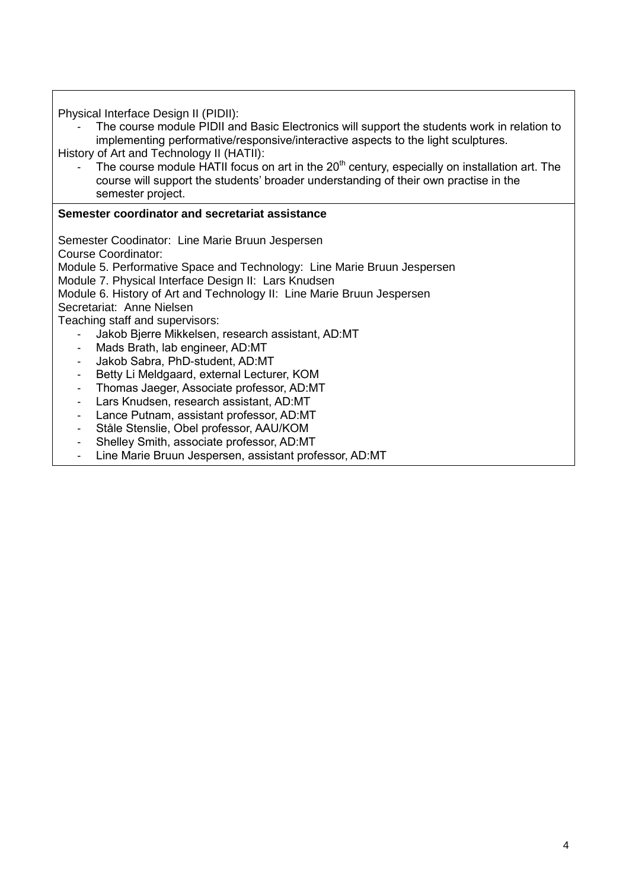Physical Interface Design II (PIDII):

- The course module PIDII and Basic Electronics will support the students work in relation to implementing performative/responsive/interactive aspects to the light sculptures.

History of Art and Technology II (HATII):

- The course module HATII focus on art in the 20th century, especially on installation art. The course will support the students' broader understanding of their own practise in the semester project.

**Semester coordinator and secretariat assistance**

Semester Coodinator: Line Marie Bruun Jespersen
Course Coordinator:
Module 5. Performative Space and Technology: Line Marie Bruun Jespersen
Module 7. Physical Interface Design II: Lars Knudsen
Module 6. History of Art and Technology II: Line Marie Bruun Jespersen
Secretariat: Anne Nielsen
Teaching staff and supervisors:

- Jakob Bjerre Mikkelsen, research assistant, AD:MT
- Mads Brath, lab engineer, AD:MT
- Jakob Sabra, PhD-student, AD:MT
- Betty Li Meldgaard, external Lecturer, KOM
- Thomas Jaeger, Associate professor, AD:MT
- Lars Knudsen, research assistant, AD:MT
- Lance Putnam, assistant professor, AD:MT
- Ståle Stenslie, Obel professor, AAU/KOM
- Shelley Smith, associate professor, AD:MT
- Line Marie Bruun Jespersen, assistant professor, AD:MT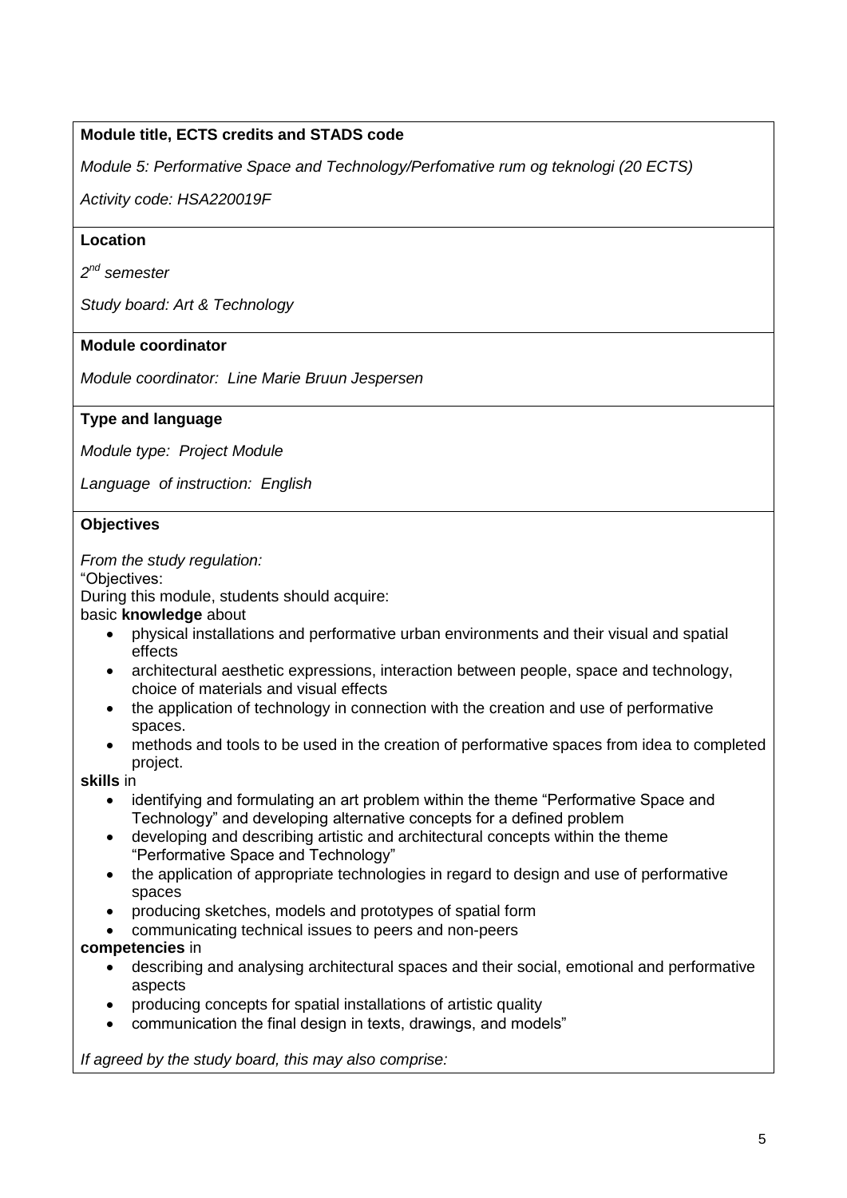**Module title, ECTS credits and STADS code**

*Module 5: Performative Space and Technology/Perfomative rum og teknologi (20 ECTS)*

*Activity code: HSA220019F*

**Location**

*2nd semester*

*Study board: Art & Technology*

**Module coordinator**

*Module coordinator: Line Marie Bruun Jespersen*

**Type and language**

*Module type: Project Module*

*Language of instruction: English*

**Objectives**

*From the study regulation:*

"Objectives:

During this module, students should acquire:

basic **knowledge** about

- physical installations and performative urban environments and their visual and spatial effects
- architectural aesthetic expressions, interaction between people, space and technology, choice of materials and visual effects
- the application of technology in connection with the creation and use of performative spaces.
- methods and tools to be used in the creation of performative spaces from idea to completed project.

**skills** in

- identifying and formulating an art problem within the theme "Performative Space and Technology" and developing alternative concepts for a defined problem
- developing and describing artistic and architectural concepts within the theme "Performative Space and Technology"
- the application of appropriate technologies in regard to design and use of performative spaces
- producing sketches, models and prototypes of spatial form
- communicating technical issues to peers and non-peers

**competencies** in

- describing and analysing architectural spaces and their social, emotional and performative aspects
- producing concepts for spatial installations of artistic quality
- communication the final design in texts, drawings, and models"

*If agreed by the study board, this may also comprise:*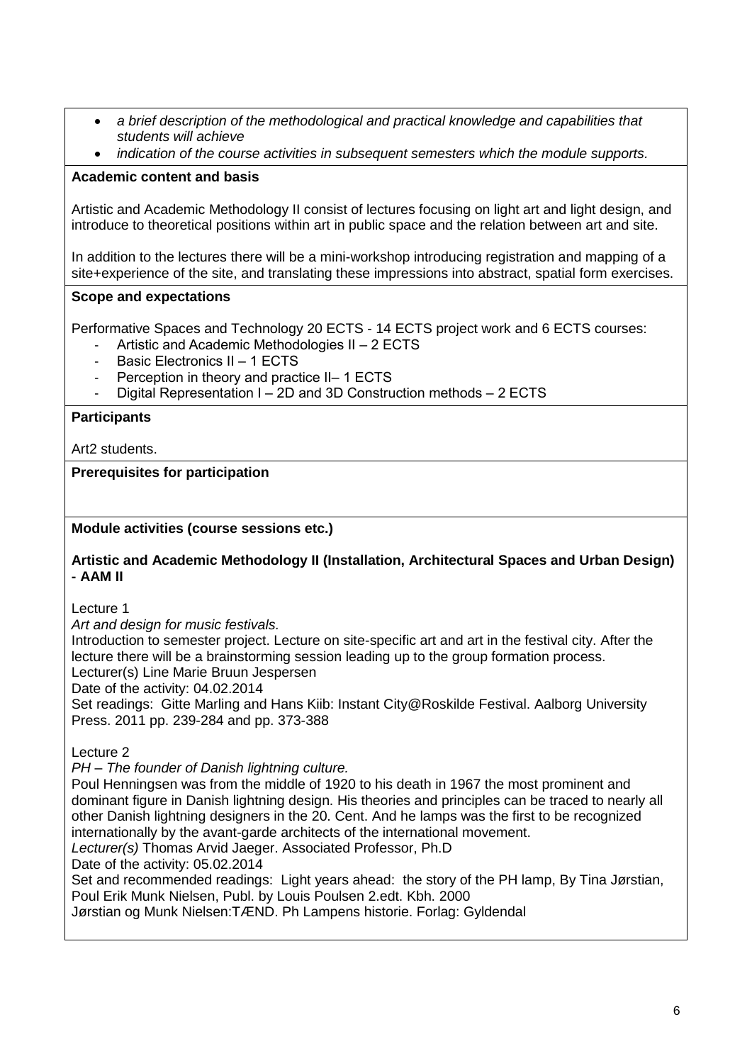- *a brief description of the methodological and practical knowledge and capabilities that students will achieve*
- *indication of the course activities in subsequent semesters which the module supports.*

**Academic content and basis**

Artistic and Academic Methodology II consist of lectures focusing on light art and light design, and introduce to theoretical positions within art in public space and the relation between art and site.

In addition to the lectures there will be a mini-workshop introducing registration and mapping of a site+experience of the site, and translating these impressions into abstract, spatial form exercises.

**Scope and expectations**

Performative Spaces and Technology 20 ECTS - 14 ECTS project work and 6 ECTS courses:

- Artistic and Academic Methodologies II – 2 ECTS
- Basic Electronics II – 1 ECTS
- Perception in theory and practice II– 1 ECTS
- Digital Representation I – 2D and 3D Construction methods – 2 ECTS

**Participants**

Art2 students.

**Prerequisites for participation**

**Module activities (course sessions etc.)**

**Artistic and Academic Methodology II (Installation, Architectural Spaces and Urban Design) - AAM II**

Lecture 1
*Art and design for music festivals.*
Introduction to semester project. Lecture on site-specific art and art in the festival city. After the lecture there will be a brainstorming session leading up to the group formation process.
Lecturer(s) Line Marie Bruun Jespersen
Date of the activity: 04.02.2014
Set readings: Gitte Marling and Hans Kiib: Instant City@Roskilde Festival. Aalborg University Press. 2011 pp. 239-284 and pp. 373-388

Lecture 2
*PH – The founder of Danish lightning culture.*
Poul Henningsen was from the middle of 1920 to his death in 1967 the most prominent and dominant figure in Danish lightning design. His theories and principles can be traced to nearly all other Danish lightning designers in the 20. Cent. And he lamps was the first to be recognized internationally by the avant-garde architects of the international movement.
*Lecturer(s)* Thomas Arvid Jaeger. Associated Professor, Ph.D
Date of the activity: 05.02.2014
Set and recommended readings: Light years ahead: the story of the PH lamp, By Tina Jørstian, Poul Erik Munk Nielsen, Publ. by Louis Poulsen 2.edt. Kbh. 2000
Jørstian og Munk Nielsen:TÆND. Ph Lampens historie. Forlag: Gyldendal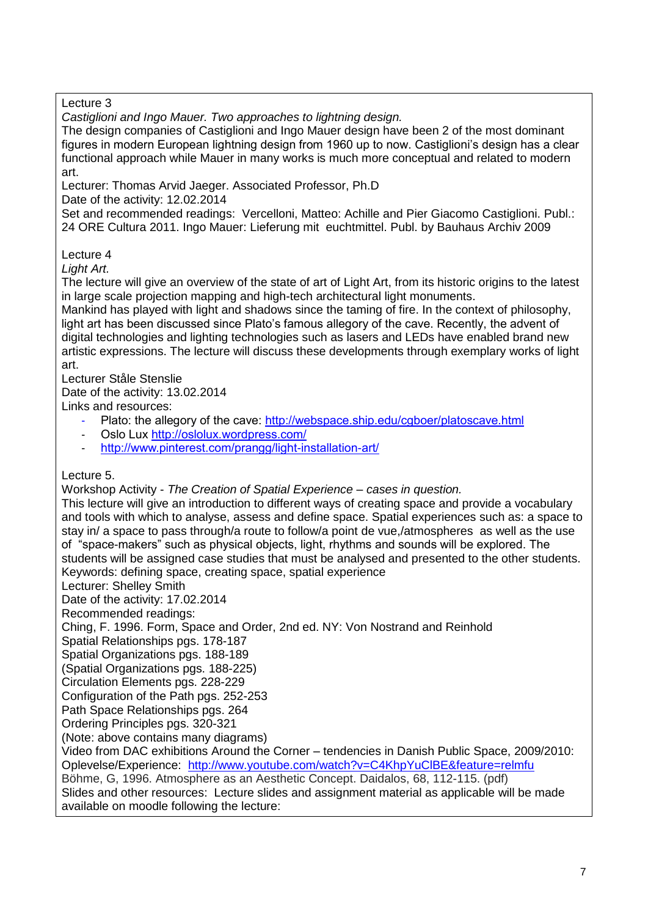Lecture 3

*Castiglioni and Ingo Mauer. Two approaches to lightning design.*

The design companies of Castiglioni and Ingo Mauer design have been 2 of the most dominant figures in modern European lightning design from 1960 up to now. Castiglioni's design has a clear functional approach while Mauer in many works is much more conceptual and related to modern art.

Lecturer: Thomas Arvid Jaeger. Associated Professor, Ph.D

Date of the activity: 12.02.2014

Set and recommended readings: Vercelloni, Matteo: Achille and Pier Giacomo Castiglioni. Publ.: 24 ORE Cultura 2011. Ingo Mauer: Lieferung mit euchtmittel. Publ. by Bauhaus Archiv 2009

Lecture 4

*Light Art.*

The lecture will give an overview of the state of art of Light Art, from its historic origins to the latest in large scale projection mapping and high-tech architectural light monuments.

Mankind has played with light and shadows since the taming of fire. In the context of philosophy, light art has been discussed since Plato's famous allegory of the cave. Recently, the advent of digital technologies and lighting technologies such as lasers and LEDs have enabled brand new artistic expressions. The lecture will discuss these developments through exemplary works of light art.

Lecturer Ståle Stenslie

Date of the activity: 13.02.2014

Links and resources:

- Plato: the allegory of the cave: http://webspace.ship.edu/cgboer/platoscave.html
- Oslo Lux http://oslolux.wordpress.com/
- http://www.pinterest.com/prangg/light-installation-art/

Lecture 5.

Workshop Activity - *The Creation of Spatial Experience – cases in question.*

This lecture will give an introduction to different ways of creating space and provide a vocabulary and tools with which to analyse, assess and define space. Spatial experiences such as: a space to stay in/ a space to pass through/a route to follow/a point de vue,/atmospheres as well as the use of "space-makers" such as physical objects, light, rhythms and sounds will be explored. The students will be assigned case studies that must be analysed and presented to the other students.

Keywords: defining space, creating space, spatial experience

Lecturer: Shelley Smith

Date of the activity: 17.02.2014

Recommended readings:

Ching, F. 1996. Form, Space and Order, 2nd ed. NY: Von Nostrand and Reinhold

Spatial Relationships pgs. 178-187

Spatial Organizations pgs. 188-189

(Spatial Organizations pgs. 188-225)

Circulation Elements pgs. 228-229

Configuration of the Path pgs. 252-253

Path Space Relationships pgs. 264

Ordering Principles pgs. 320-321

(Note: above contains many diagrams)

Video from DAC exhibitions Around the Corner – tendencies in Danish Public Space, 2009/2010: Oplevelse/Experience: http://www.youtube.com/watch?v=C4KhpYuClBE&feature=relmfu

Böhme, G, 1996. Atmosphere as an Aesthetic Concept. Daidalos, 68, 112-115. (pdf)

Slides and other resources: Lecture slides and assignment material as applicable will be made available on moodle following the lecture: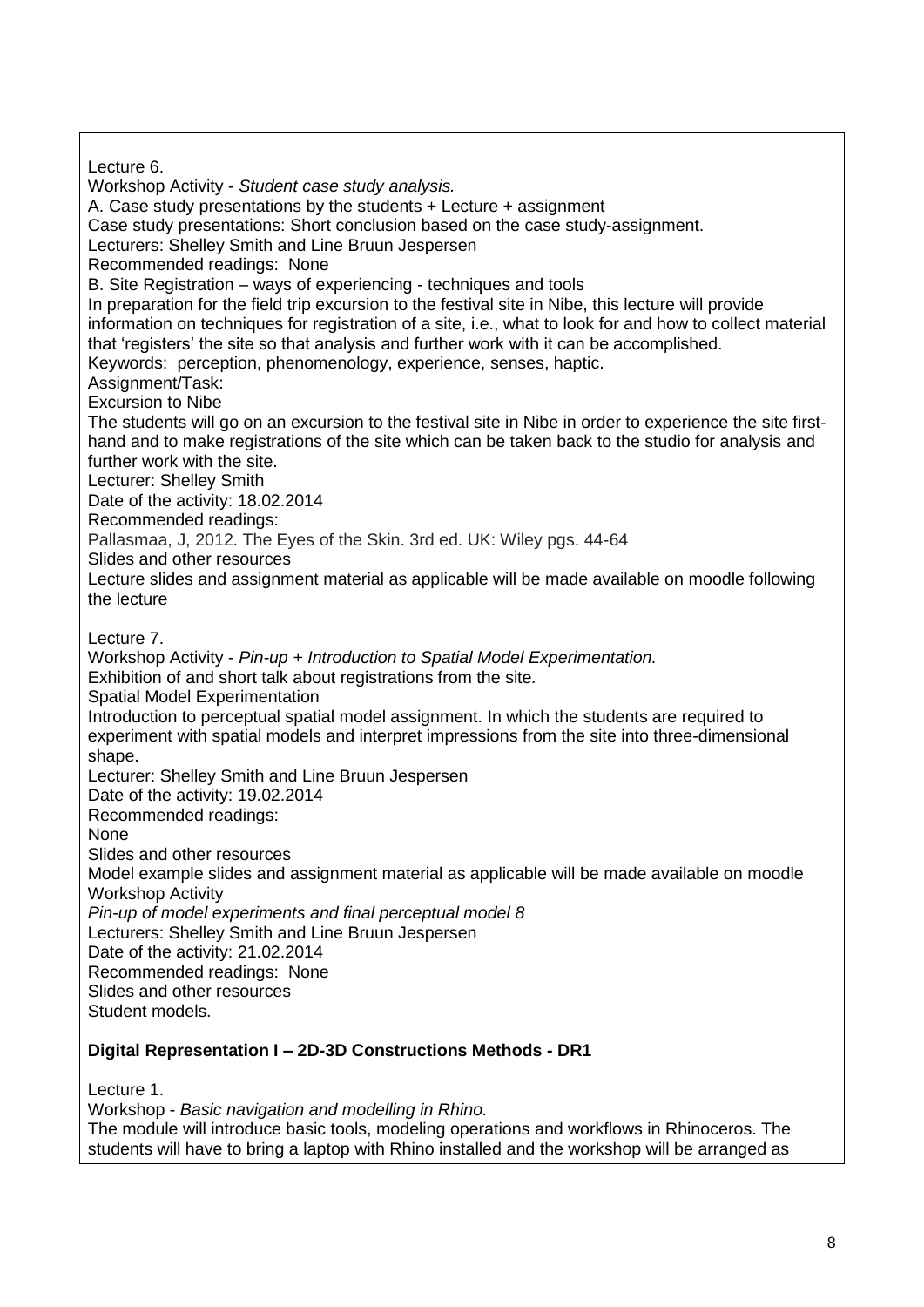Lecture 6.
Workshop Activity - *Student case study analysis.*
A. Case study presentations by the students + Lecture + assignment
Case study presentations: Short conclusion based on the case study-assignment.
Lecturers: Shelley Smith and Line Bruun Jespersen
Recommended readings: None
B. Site Registration – ways of experiencing - techniques and tools
In preparation for the field trip excursion to the festival site in Nibe, this lecture will provide information on techniques for registration of a site, i.e., what to look for and how to collect material that 'registers' the site so that analysis and further work with it can be accomplished.
Keywords: perception, phenomenology, experience, senses, haptic.
Assignment/Task:
Excursion to Nibe
The students will go on an excursion to the festival site in Nibe in order to experience the site first-hand and to make registrations of the site which can be taken back to the studio for analysis and further work with the site.
Lecturer: Shelley Smith
Date of the activity: 18.02.2014
Recommended readings:
Pallasmaa, J, 2012. The Eyes of the Skin. 3rd ed. UK: Wiley pgs. 44-64
Slides and other resources
Lecture slides and assignment material as applicable will be made available on moodle following the lecture

Lecture 7.
Workshop Activity - *Pin-up + Introduction to Spatial Model Experimentation.*
Exhibition of and short talk about registrations from the site.
Spatial Model Experimentation
Introduction to perceptual spatial model assignment. In which the students are required to experiment with spatial models and interpret impressions from the site into three-dimensional shape.
Lecturer: Shelley Smith and Line Bruun Jespersen
Date of the activity: 19.02.2014
Recommended readings:
None
Slides and other resources
Model example slides and assignment material as applicable will be made available on moodle
Workshop Activity
*Pin-up of model experiments and final perceptual model 8*
Lecturers: Shelley Smith and Line Bruun Jespersen
Date of the activity: 21.02.2014
Recommended readings: None
Slides and other resources
Student models.

**Digital Representation I – 2D-3D Constructions Methods - DR1**

Lecture 1.
Workshop - *Basic navigation and modelling in Rhino.*
The module will introduce basic tools, modeling operations and workflows in Rhinoceros. The students will have to bring a laptop with Rhino installed and the workshop will be arranged as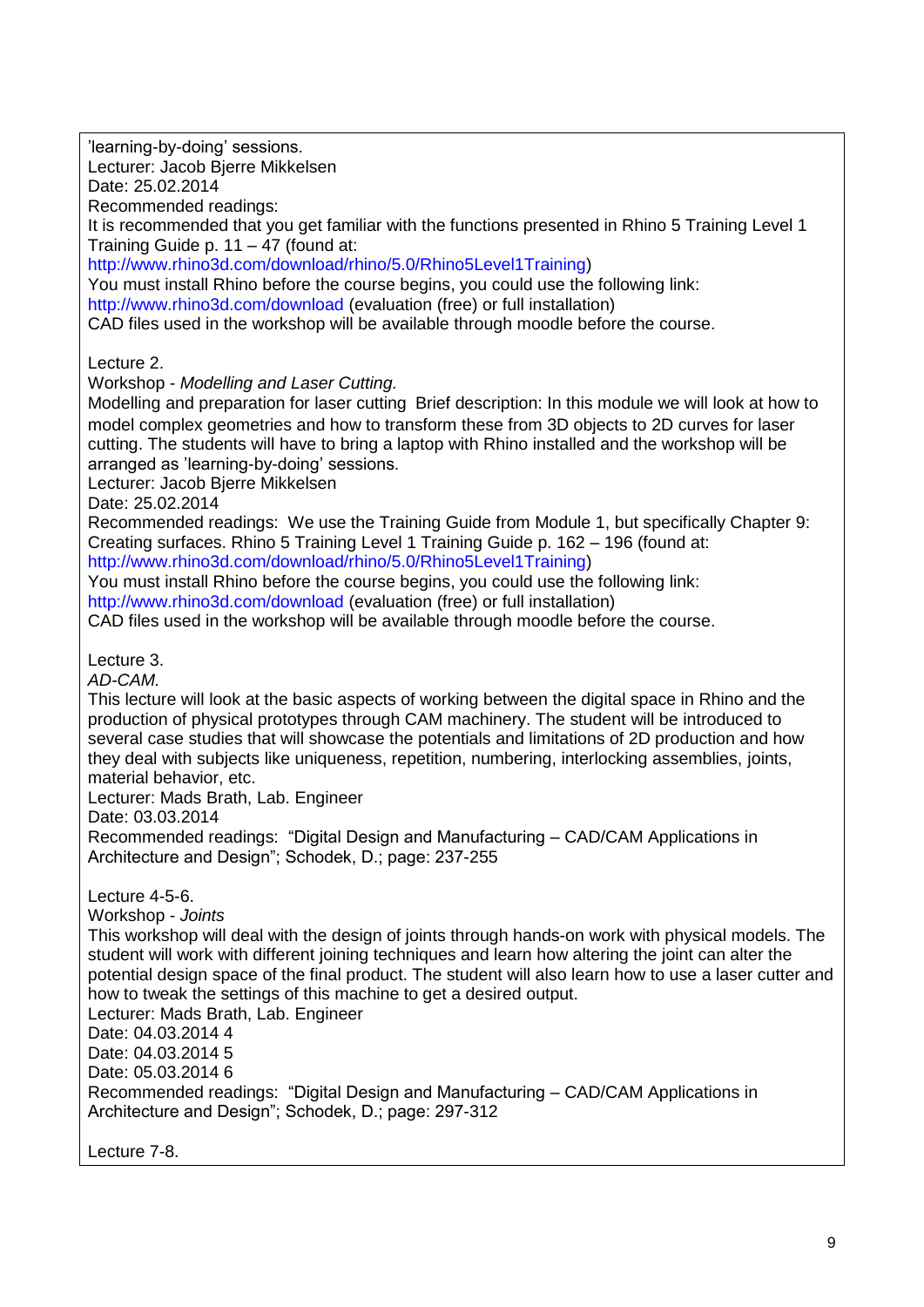'learning-by-doing' sessions.
Lecturer: Jacob Bjerre Mikkelsen
Date: 25.02.2014
Recommended readings:
It is recommended that you get familiar with the functions presented in Rhino 5 Training Level 1 Training Guide p. 11 – 47 (found at: http://www.rhino3d.com/download/rhino/5.0/Rhino5Level1Training)
You must install Rhino before the course begins, you could use the following link: http://www.rhino3d.com/download (evaluation (free) or full installation)
CAD files used in the workshop will be available through moodle before the course.

Lecture 2.
Workshop - *Modelling and Laser Cutting.*
Modelling and preparation for laser cutting Brief description: In this module we will look at how to model complex geometries and how to transform these from 3D objects to 2D curves for laser cutting. The students will have to bring a laptop with Rhino installed and the workshop will be arranged as 'learning-by-doing' sessions.
Lecturer: Jacob Bjerre Mikkelsen
Date: 25.02.2014
Recommended readings: We use the Training Guide from Module 1, but specifically Chapter 9: Creating surfaces. Rhino 5 Training Level 1 Training Guide p. 162 – 196 (found at: http://www.rhino3d.com/download/rhino/5.0/Rhino5Level1Training)
You must install Rhino before the course begins, you could use the following link: http://www.rhino3d.com/download (evaluation (free) or full installation)
CAD files used in the workshop will be available through moodle before the course.

Lecture 3.
*AD-CAM.*
This lecture will look at the basic aspects of working between the digital space in Rhino and the production of physical prototypes through CAM machinery. The student will be introduced to several case studies that will showcase the potentials and limitations of 2D production and how they deal with subjects like uniqueness, repetition, numbering, interlocking assemblies, joints, material behavior, etc.
Lecturer: Mads Brath, Lab. Engineer
Date: 03.03.2014
Recommended readings: "Digital Design and Manufacturing – CAD/CAM Applications in Architecture and Design"; Schodek, D.; page: 237-255

Lecture 4-5-6.
Workshop - *Joints*
This workshop will deal with the design of joints through hands-on work with physical models. The student will work with different joining techniques and learn how altering the joint can alter the potential design space of the final product. The student will also learn how to use a laser cutter and how to tweak the settings of this machine to get a desired output.
Lecturer: Mads Brath, Lab. Engineer
Date: 04.03.2014 4
Date: 04.03.2014 5
Date: 05.03.2014 6
Recommended readings: "Digital Design and Manufacturing – CAD/CAM Applications in Architecture and Design"; Schodek, D.; page: 297-312

Lecture 7-8.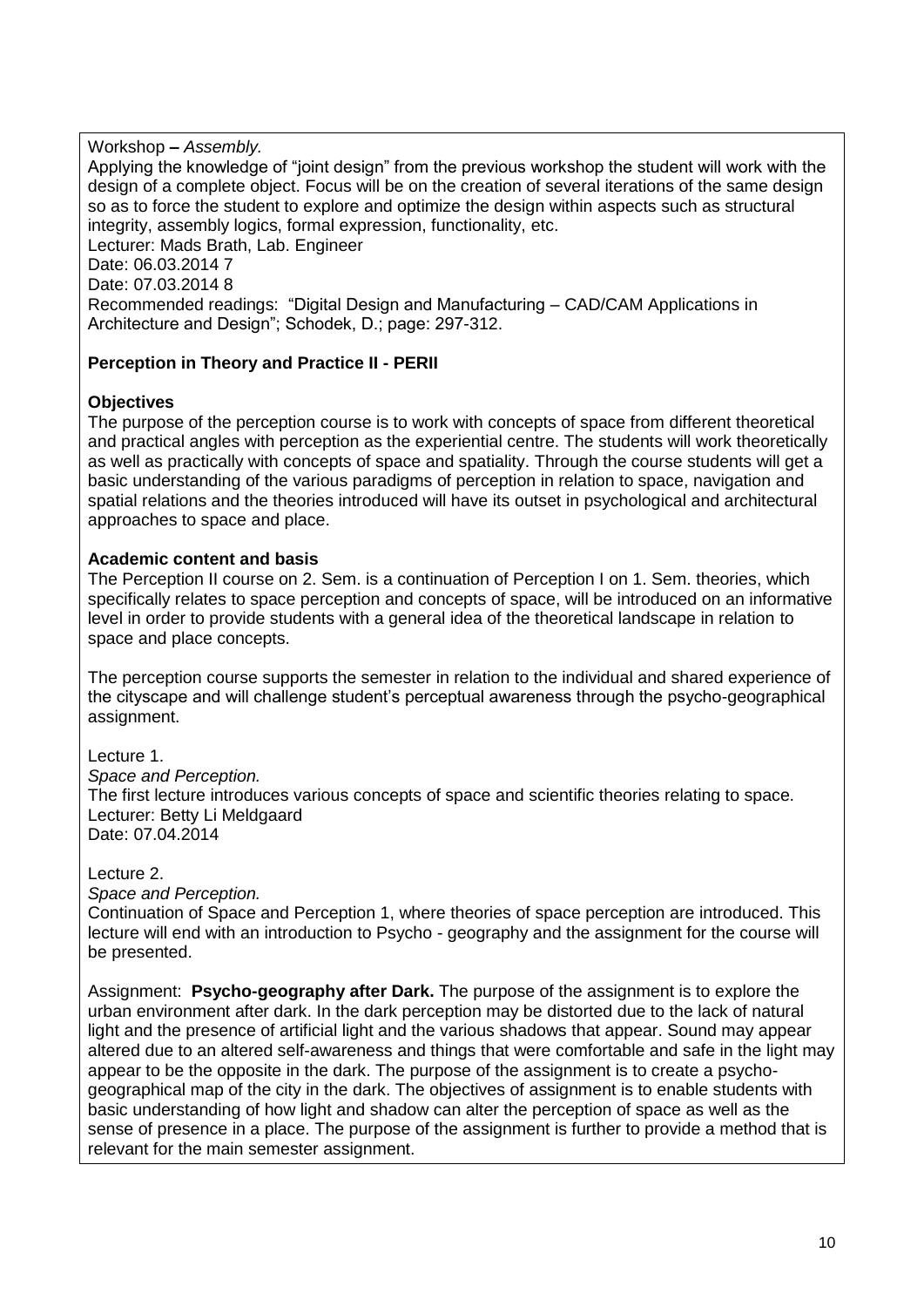Workshop – *Assembly.*
Applying the knowledge of "joint design" from the previous workshop the student will work with the design of a complete object. Focus will be on the creation of several iterations of the same design so as to force the student to explore and optimize the design within aspects such as structural integrity, assembly logics, formal expression, functionality, etc.
Lecturer: Mads Brath, Lab. Engineer
Date: 06.03.2014 7
Date: 07.03.2014 8
Recommended readings: "Digital Design and Manufacturing – CAD/CAM Applications in Architecture and Design"; Schodek, D.; page: 297-312.

**Perception in Theory and Practice II - PERII**

**Objectives**
The purpose of the perception course is to work with concepts of space from different theoretical and practical angles with perception as the experiential centre. The students will work theoretically as well as practically with concepts of space and spatiality. Through the course students will get a basic understanding of the various paradigms of perception in relation to space, navigation and spatial relations and the theories introduced will have its outset in psychological and architectural approaches to space and place.

**Academic content and basis**
The Perception II course on 2. Sem. is a continuation of Perception I on 1. Sem. theories, which specifically relates to space perception and concepts of space, will be introduced on an informative level in order to provide students with a general idea of the theoretical landscape in relation to space and place concepts.

The perception course supports the semester in relation to the individual and shared experience of the cityscape and will challenge student's perceptual awareness through the psycho-geographical assignment.

Lecture 1.
*Space and Perception.*
The first lecture introduces various concepts of space and scientific theories relating to space.
Lecturer: Betty Li Meldgaard
Date: 07.04.2014

Lecture 2.
*Space and Perception.*
Continuation of Space and Perception 1, where theories of space perception are introduced. This lecture will end with an introduction to Psycho - geography and the assignment for the course will be presented.

Assignment: **Psycho-geography after Dark.** The purpose of the assignment is to explore the urban environment after dark. In the dark perception may be distorted due to the lack of natural light and the presence of artificial light and the various shadows that appear. Sound may appear altered due to an altered self-awareness and things that were comfortable and safe in the light may appear to be the opposite in the dark. The purpose of the assignment is to create a psycho-geographical map of the city in the dark. The objectives of assignment is to enable students with basic understanding of how light and shadow can alter the perception of space as well as the sense of presence in a place. The purpose of the assignment is further to provide a method that is relevant for the main semester assignment.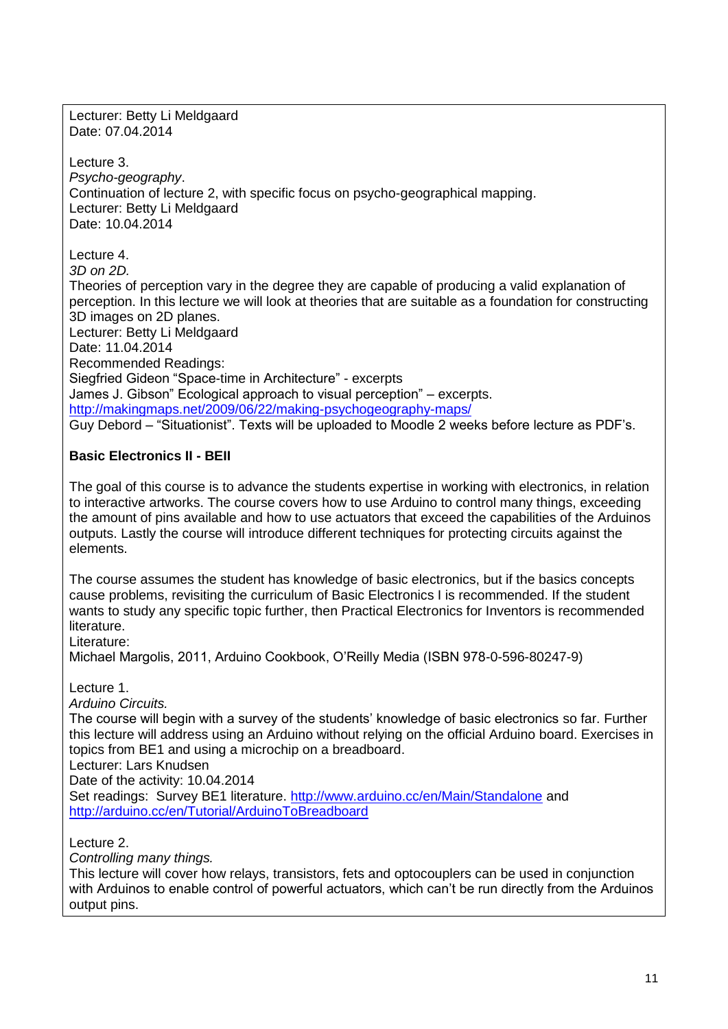Lecturer: Betty Li Meldgaard
Date: 07.04.2014

Lecture 3.
*Psycho-geography*.
Continuation of lecture 2, with specific focus on psycho-geographical mapping.
Lecturer: Betty Li Meldgaard
Date: 10.04.2014

Lecture 4.
*3D on 2D.*
Theories of perception vary in the degree they are capable of producing a valid explanation of perception. In this lecture we will look at theories that are suitable as a foundation for constructing 3D images on 2D planes.
Lecturer: Betty Li Meldgaard
Date: 11.04.2014
Recommended Readings:
Siegfried Gideon "Space-time in Architecture" - excerpts
James J. Gibson" Ecological approach to visual perception" – excerpts.
http://makingmaps.net/2009/06/22/making-psychogeography-maps/
Guy Debord – "Situationist". Texts will be uploaded to Moodle 2 weeks before lecture as PDF's.

**Basic Electronics II - BEII**

The goal of this course is to advance the students expertise in working with electronics, in relation to interactive artworks. The course covers how to use Arduino to control many things, exceeding the amount of pins available and how to use actuators that exceed the capabilities of the Arduinos outputs. Lastly the course will introduce different techniques for protecting circuits against the elements.

The course assumes the student has knowledge of basic electronics, but if the basics concepts cause problems, revisiting the curriculum of Basic Electronics I is recommended. If the student wants to study any specific topic further, then Practical Electronics for Inventors is recommended literature.
Literature:
Michael Margolis, 2011, Arduino Cookbook, O'Reilly Media (ISBN 978-0-596-80247-9)

Lecture 1.
*Arduino Circuits.*
The course will begin with a survey of the students' knowledge of basic electronics so far. Further this lecture will address using an Arduino without relying on the official Arduino board. Exercises in topics from BE1 and using a microchip on a breadboard.
Lecturer: Lars Knudsen
Date of the activity: 10.04.2014
Set readings: Survey BE1 literature. http://www.arduino.cc/en/Main/Standalone and http://arduino.cc/en/Tutorial/ArduinoToBreadboard

Lecture 2.
*Controlling many things.*
This lecture will cover how relays, transistors, fets and optocouplers can be used in conjunction with Arduinos to enable control of powerful actuators, which can't be run directly from the Arduinos output pins.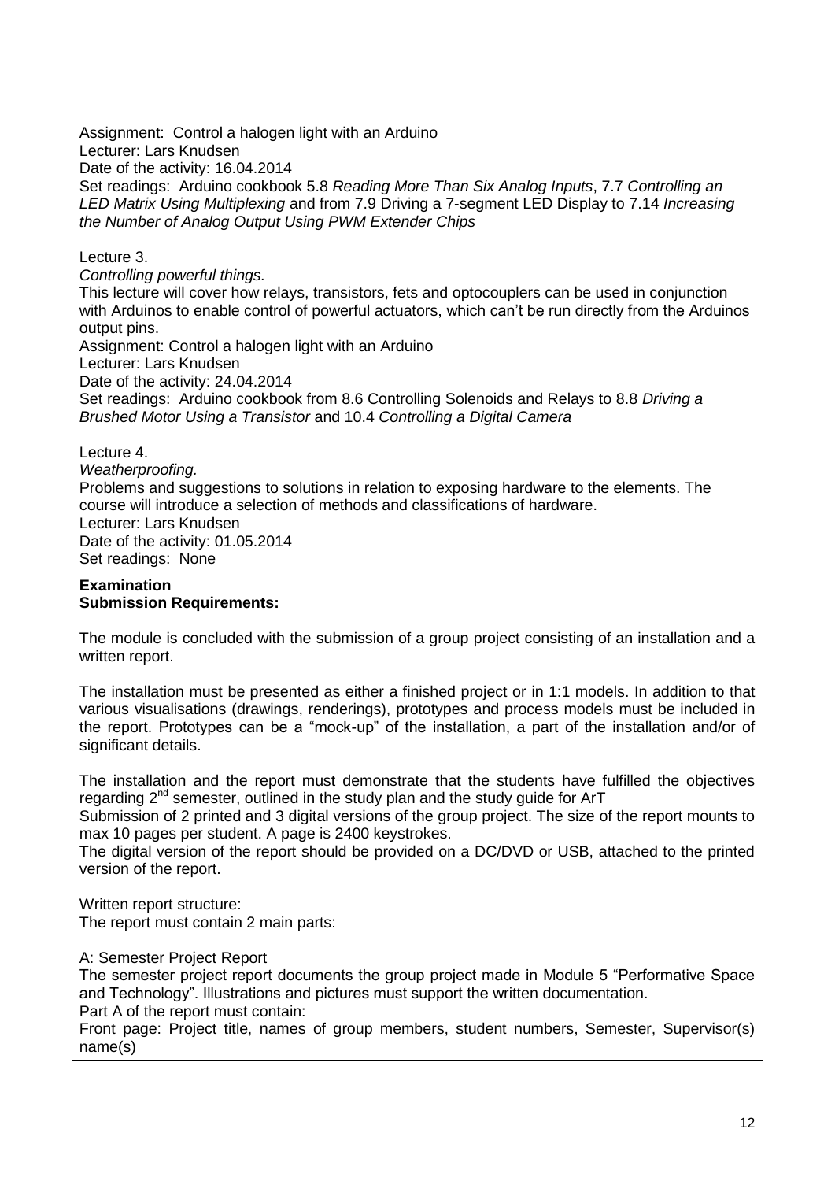Assignment: Control a halogen light with an Arduino
Lecturer: Lars Knudsen
Date of the activity: 16.04.2014
Set readings: Arduino cookbook 5.8 *Reading More Than Six Analog Inputs*, 7.7 *Controlling an LED Matrix Using Multiplexing* and from 7.9 Driving a 7-segment LED Display to 7.14 *Increasing the Number of Analog Output Using PWM Extender Chips*

Lecture 3.
*Controlling powerful things.*
This lecture will cover how relays, transistors, fets and optocouplers can be used in conjunction with Arduinos to enable control of powerful actuators, which can't be run directly from the Arduinos output pins.
Assignment: Control a halogen light with an Arduino
Lecturer: Lars Knudsen
Date of the activity: 24.04.2014
Set readings: Arduino cookbook from 8.6 Controlling Solenoids and Relays to 8.8 *Driving a Brushed Motor Using a Transistor* and 10.4 *Controlling a Digital Camera*

Lecture 4.
*Weatherproofing.*
Problems and suggestions to solutions in relation to exposing hardware to the elements. The course will introduce a selection of methods and classifications of hardware.
Lecturer: Lars Knudsen
Date of the activity: 01.05.2014
Set readings: None

**Examination**
**Submission Requirements:**

The module is concluded with the submission of a group project consisting of an installation and a written report.

The installation must be presented as either a finished project or in 1:1 models. In addition to that various visualisations (drawings, renderings), prototypes and process models must be included in the report. Prototypes can be a "mock-up" of the installation, a part of the installation and/or of significant details.

The installation and the report must demonstrate that the students have fulfilled the objectives regarding 2nd semester, outlined in the study plan and the study guide for ArT
Submission of 2 printed and 3 digital versions of the group project. The size of the report mounts to max 10 pages per student. A page is 2400 keystrokes.
The digital version of the report should be provided on a DC/DVD or USB, attached to the printed version of the report.

Written report structure:
The report must contain 2 main parts:

A: Semester Project Report
The semester project report documents the group project made in Module 5 "Performative Space and Technology". Illustrations and pictures must support the written documentation.
Part A of the report must contain:
Front page: Project title, names of group members, student numbers, Semester, Supervisor(s) name(s)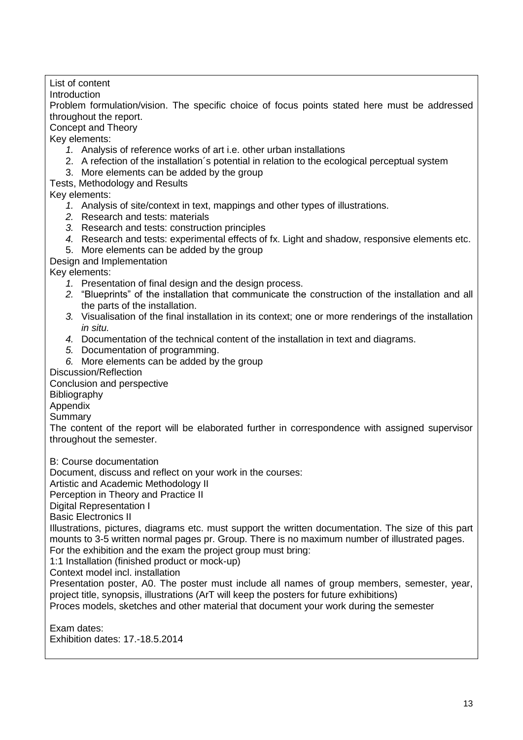List of content

Introduction

Problem formulation/vision. The specific choice of focus points stated here must be addressed throughout the report.

Concept and Theory

Key elements:

1. Analysis of reference works of art i.e. other urban installations
2. A refection of the installation´s potential in relation to the ecological perceptual system
3. More elements can be added by the group

Tests, Methodology and Results

Key elements:

1. Analysis of site/context in text, mappings and other types of illustrations.
2. Research and tests: materials
3. Research and tests: construction principles
4. Research and tests: experimental effects of fx. Light and shadow, responsive elements etc.
5. More elements can be added by the group

Design and Implementation

Key elements:

1. Presentation of final design and the design process.
2. "Blueprints" of the installation that communicate the construction of the installation and all the parts of the installation.
3. Visualisation of the final installation in its context; one or more renderings of the installation *in situ.*
4. Documentation of the technical content of the installation in text and diagrams.
5. Documentation of programming.
6. More elements can be added by the group

Discussion/Reflection

Conclusion and perspective

Bibliography

Appendix

Summary

The content of the report will be elaborated further in correspondence with assigned supervisor throughout the semester.

B: Course documentation

Document, discuss and reflect on your work in the courses:

Artistic and Academic Methodology II

Perception in Theory and Practice II

Digital Representation I

Basic Electronics II

Illustrations, pictures, diagrams etc. must support the written documentation. The size of this part mounts to 3-5 written normal pages pr. Group. There is no maximum number of illustrated pages.

For the exhibition and the exam the project group must bring:

1:1 Installation (finished product or mock-up)

Context model incl. installation

Presentation poster, A0. The poster must include all names of group members, semester, year, project title, synopsis, illustrations (ArT will keep the posters for future exhibitions)

Proces models, sketches and other material that document your work during the semester

Exam dates:

Exhibition dates: 17.-18.5.2014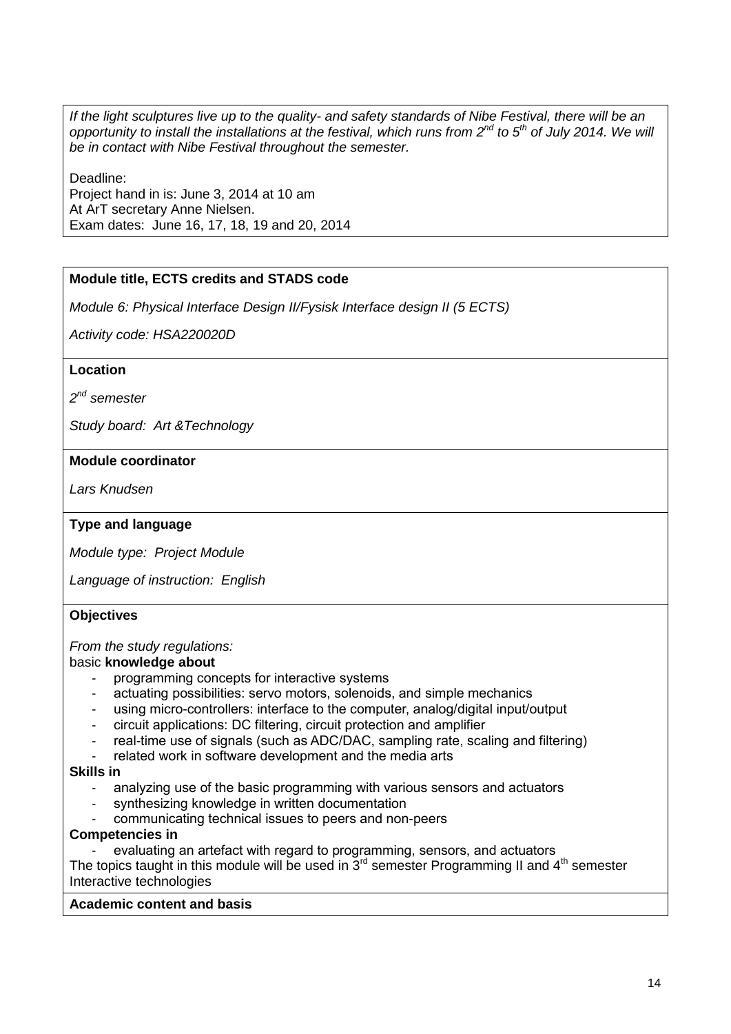*If the light sculptures live up to the quality- and safety standards of Nibe Festival, there will be an opportunity to install the installations at the festival, which runs from 2nd to 5th of July 2014. We will be in contact with Nibe Festival throughout the semester.*

Deadline:
Project hand in is: June 3, 2014 at 10 am
At ArT secretary Anne Nielsen.
Exam dates: June 16, 17, 18, 19 and 20, 2014

**Module title, ECTS credits and STADS code**

*Module 6: Physical Interface Design II/Fysisk Interface design II (5 ECTS)*

*Activity code: HSA220020D*

**Location**

*2nd semester*

*Study board: Art &Technology*

**Module coordinator**

*Lars Knudsen*

**Type and language**

*Module type: Project Module*

*Language of instruction: English*

**Objectives**

*From the study regulations:*
basic **knowledge about**

- programming concepts for interactive systems
- actuating possibilities: servo motors, solenoids, and simple mechanics
- using micro-controllers: interface to the computer, analog/digital input/output
- circuit applications: DC filtering, circuit protection and amplifier
- real-time use of signals (such as ADC/DAC, sampling rate, scaling and filtering)
- related work in software development and the media arts

**Skills in**

- analyzing use of the basic programming with various sensors and actuators
- synthesizing knowledge in written documentation
- communicating technical issues to peers and non-peers

**Competencies in**

- evaluating an artefact with regard to programming, sensors, and actuators

The topics taught in this module will be used in 3rd semester Programming II and 4th semester Interactive technologies

**Academic content and basis**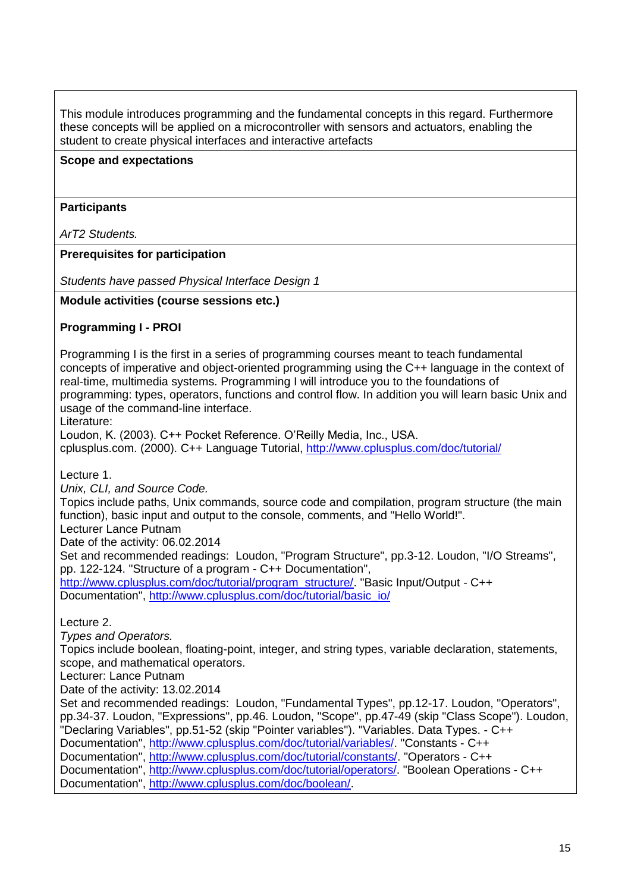This module introduces programming and the fundamental concepts in this regard. Furthermore these concepts will be applied on a microcontroller with sensors and actuators, enabling the student to create physical interfaces and interactive artefacts

**Scope and expectations**

**Participants**

*ArT2 Students.*

**Prerequisites for participation**

*Students have passed Physical Interface Design 1*

**Module activities (course sessions etc.)**

**Programming I - PROI**

Programming I is the first in a series of programming courses meant to teach fundamental concepts of imperative and object-oriented programming using the C++ language in the context of real-time, multimedia systems. Programming I will introduce you to the foundations of programming: types, operators, functions and control flow. In addition you will learn basic Unix and usage of the command-line interface.
Literature:
Loudon, K. (2003). C++ Pocket Reference. O'Reilly Media, Inc., USA.
cplusplus.com. (2000). C++ Language Tutorial, http://www.cplusplus.com/doc/tutorial/

Lecture 1.
*Unix, CLI, and Source Code.*
Topics include paths, Unix commands, source code and compilation, program structure (the main function), basic input and output to the console, comments, and "Hello World!".
Lecturer Lance Putnam
Date of the activity: 06.02.2014
Set and recommended readings: Loudon, "Program Structure", pp.3-12. Loudon, "I/O Streams", pp. 122-124. "Structure of a program - C++ Documentation", http://www.cplusplus.com/doc/tutorial/program_structure/. "Basic Input/Output - C++ Documentation", http://www.cplusplus.com/doc/tutorial/basic_io/

Lecture 2.
*Types and Operators.*
Topics include boolean, floating-point, integer, and string types, variable declaration, statements, scope, and mathematical operators.
Lecturer: Lance Putnam
Date of the activity: 13.02.2014
Set and recommended readings: Loudon, "Fundamental Types", pp.12-17. Loudon, "Operators", pp.34-37. Loudon, "Expressions", pp.46. Loudon, "Scope", pp.47-49 (skip "Class Scope"). Loudon, "Declaring Variables", pp.51-52 (skip "Pointer variables"). "Variables. Data Types. - C++ Documentation", http://www.cplusplus.com/doc/tutorial/variables/. "Constants - C++ Documentation", http://www.cplusplus.com/doc/tutorial/constants/. "Operators - C++ Documentation", http://www.cplusplus.com/doc/tutorial/operators/. "Boolean Operations - C++ Documentation", http://www.cplusplus.com/doc/boolean/.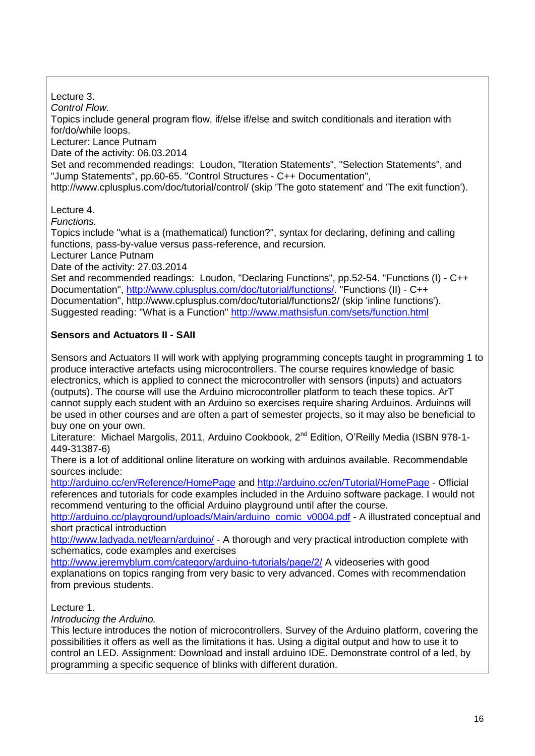Lecture 3.
*Control Flow.*
Topics include general program flow, if/else if/else and switch conditionals and iteration with for/do/while loops.
Lecturer: Lance Putnam
Date of the activity: 06.03.2014
Set and recommended readings: Loudon, "Iteration Statements", "Selection Statements", and "Jump Statements", pp.60-65. "Control Structures - C++ Documentation", http://www.cplusplus.com/doc/tutorial/control/ (skip 'The goto statement' and 'The exit function').

Lecture 4.
*Functions.*
Topics include "what is a (mathematical) function?", syntax for declaring, defining and calling functions, pass-by-value versus pass-reference, and recursion.
Lecturer Lance Putnam
Date of the activity: 27.03.2014
Set and recommended readings: Loudon, "Declaring Functions", pp.52-54. "Functions (I) - C++ Documentation", http://www.cplusplus.com/doc/tutorial/functions/. "Functions (II) - C++ Documentation", http://www.cplusplus.com/doc/tutorial/functions2/ (skip 'inline functions'). Suggested reading: "What is a Function" http://www.mathsisfun.com/sets/function.html

**Sensors and Actuators II - SAII**

Sensors and Actuators II will work with applying programming concepts taught in programming 1 to produce interactive artefacts using microcontrollers. The course requires knowledge of basic electronics, which is applied to connect the microcontroller with sensors (inputs) and actuators (outputs). The course will use the Arduino microcontroller platform to teach these topics. ArT cannot supply each student with an Arduino so exercises require sharing Arduinos. Arduinos will be used in other courses and are often a part of semester projects, so it may also be beneficial to buy one on your own.
Literature: Michael Margolis, 2011, Arduino Cookbook, 2nd Edition, O'Reilly Media (ISBN 978-1-449-31387-6)
There is a lot of additional online literature on working with arduinos available. Recommendable sources include:
http://arduino.cc/en/Reference/HomePage and http://arduino.cc/en/Tutorial/HomePage - Official references and tutorials for code examples included in the Arduino software package. I would not recommend venturing to the official Arduino playground until after the course.
http://arduino.cc/playground/uploads/Main/arduino_comic_v0004.pdf - A illustrated conceptual and short practical introduction
http://www.ladyada.net/learn/arduino/ - A thorough and very practical introduction complete with schematics, code examples and exercises
http://www.jeremyblum.com/category/arduino-tutorials/page/2/ A videoseries with good explanations on topics ranging from very basic to very advanced. Comes with recommendation from previous students.

Lecture 1.
*Introducing the Arduino.*
This lecture introduces the notion of microcontrollers. Survey of the Arduino platform, covering the possibilities it offers as well as the limitations it has. Using a digital output and how to use it to control an LED. Assignment: Download and install arduino IDE. Demonstrate control of a led, by programming a specific sequence of blinks with different duration.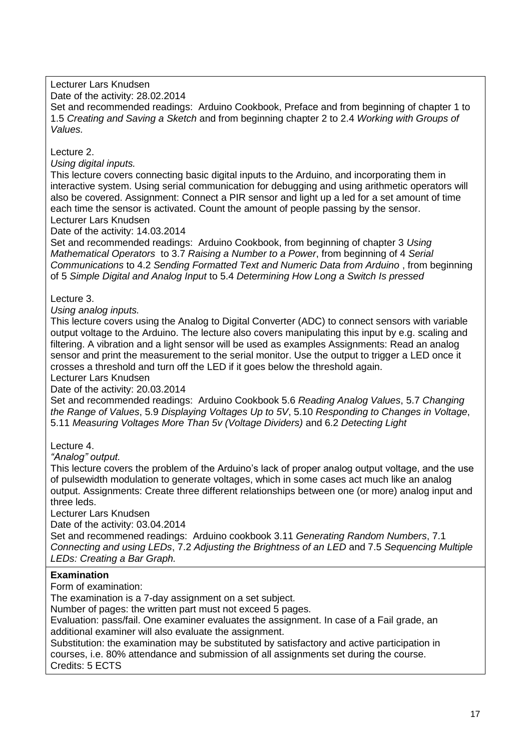Lecturer Lars Knudsen
Date of the activity: 28.02.2014
Set and recommended readings: Arduino Cookbook, Preface and from beginning of chapter 1 to 1.5 *Creating and Saving a Sketch* and from beginning chapter 2 to 2.4 *Working with Groups of Values.*

Lecture 2.
*Using digital inputs.*
This lecture covers connecting basic digital inputs to the Arduino, and incorporating them in interactive system. Using serial communication for debugging and using arithmetic operators will also be covered. Assignment: Connect a PIR sensor and light up a led for a set amount of time each time the sensor is activated. Count the amount of people passing by the sensor.
Lecturer Lars Knudsen
Date of the activity: 14.03.2014
Set and recommended readings: Arduino Cookbook, from beginning of chapter 3 *Using Mathematical Operators* to 3.7 *Raising a Number to a Power*, from beginning of 4 *Serial Communications* to 4.2 *Sending Formatted Text and Numeric Data from Arduino* , from beginning of 5 *Simple Digital and Analog Input* to 5.4 *Determining How Long a Switch Is pressed*

Lecture 3.
*Using analog inputs.*
This lecture covers using the Analog to Digital Converter (ADC) to connect sensors with variable output voltage to the Arduino. The lecture also covers manipulating this input by e.g. scaling and filtering. A vibration and a light sensor will be used as examples Assignments: Read an analog sensor and print the measurement to the serial monitor. Use the output to trigger a LED once it crosses a threshold and turn off the LED if it goes below the threshold again.
Lecturer Lars Knudsen
Date of the activity: 20.03.2014
Set and recommended readings: Arduino Cookbook 5.6 *Reading Analog Values*, 5.7 *Changing the Range of Values*, 5.9 *Displaying Voltages Up to 5V*, 5.10 *Responding to Changes in Voltage*, 5.11 *Measuring Voltages More Than 5v (Voltage Dividers)* and 6.2 *Detecting Light*

Lecture 4.
*"Analog" output.*
This lecture covers the problem of the Arduino's lack of proper analog output voltage, and the use of pulsewidth modulation to generate voltages, which in some cases act much like an analog output. Assignments: Create three different relationships between one (or more) analog input and three leds.
Lecturer Lars Knudsen
Date of the activity: 03.04.2014
Set and recommened readings: Arduino cookbook 3.11 *Generating Random Numbers*, 7.1 *Connecting and using LEDs*, 7.2 *Adjusting the Brightness of an LED* and 7.5 *Sequencing Multiple LEDs: Creating a Bar Graph.*

**Examination**
Form of examination:
The examination is a 7-day assignment on a set subject.
Number of pages: the written part must not exceed 5 pages.
Evaluation: pass/fail. One examiner evaluates the assignment. In case of a Fail grade, an additional examiner will also evaluate the assignment.
Substitution: the examination may be substituted by satisfactory and active participation in courses, i.e. 80% attendance and submission of all assignments set during the course.
Credits: 5 ECTS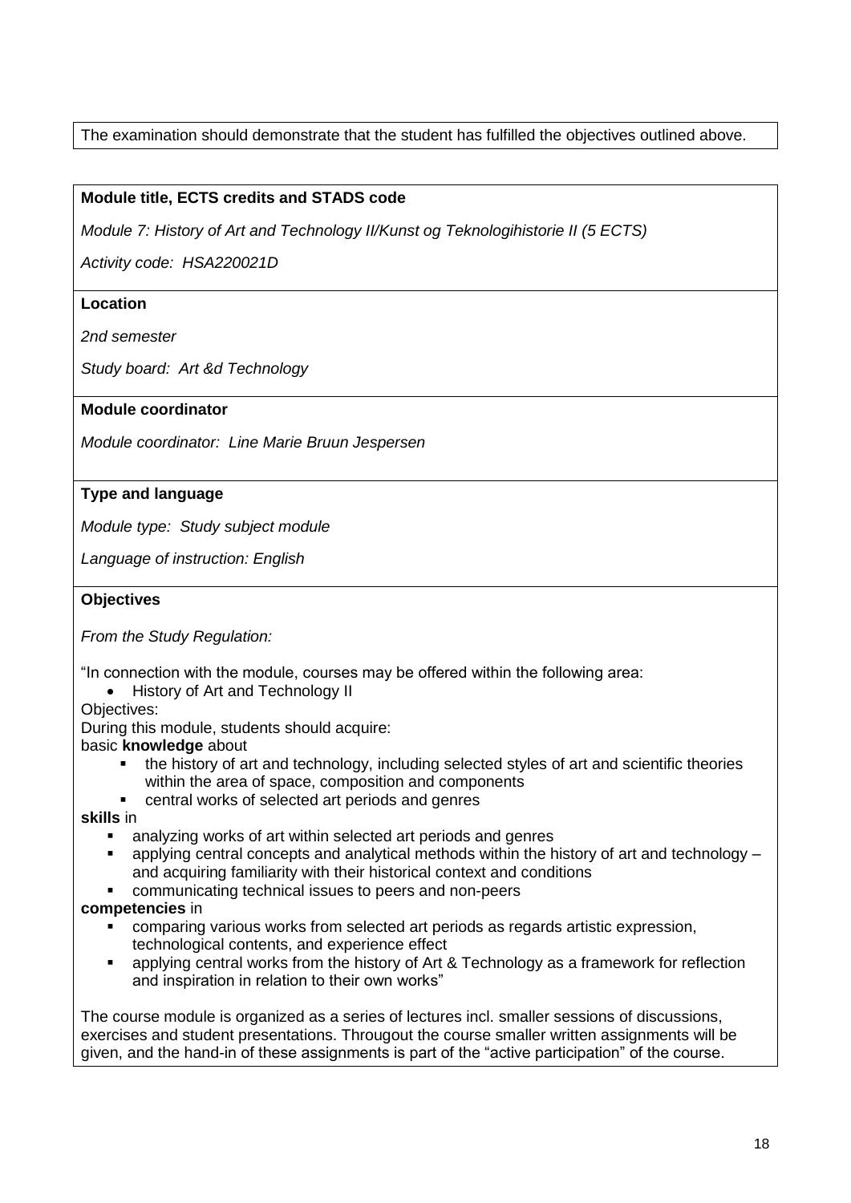The examination should demonstrate that the student has fulfilled the objectives outlined above.

**Module title, ECTS credits and STADS code**

*Module 7: History of Art and Technology II/Kunst og Teknologihistorie II (5 ECTS)*

*Activity code: HSA220021D*

**Location**

*2nd semester*

*Study board: Art &d Technology*

**Module coordinator**

*Module coordinator: Line Marie Bruun Jespersen*

**Type and language**

*Module type: Study subject module*

*Language of instruction: English*

**Objectives**

*From the Study Regulation:*

"In connection with the module, courses may be offered within the following area:

- History of Art and Technology II

Objectives:
During this module, students should acquire:
basic **knowledge** about

- the history of art and technology, including selected styles of art and scientific theories within the area of space, composition and components
- central works of selected art periods and genres

**skills** in

- analyzing works of art within selected art periods and genres
- applying central concepts and analytical methods within the history of art and technology – and acquiring familiarity with their historical context and conditions
- communicating technical issues to peers and non-peers

**competencies** in

- comparing various works from selected art periods as regards artistic expression, technological contents, and experience effect
- applying central works from the history of Art & Technology as a framework for reflection and inspiration in relation to their own works"

The course module is organized as a series of lectures incl. smaller sessions of discussions, exercises and student presentations. Througout the course smaller written assignments will be given, and the hand-in of these assignments is part of the "active participation" of the course.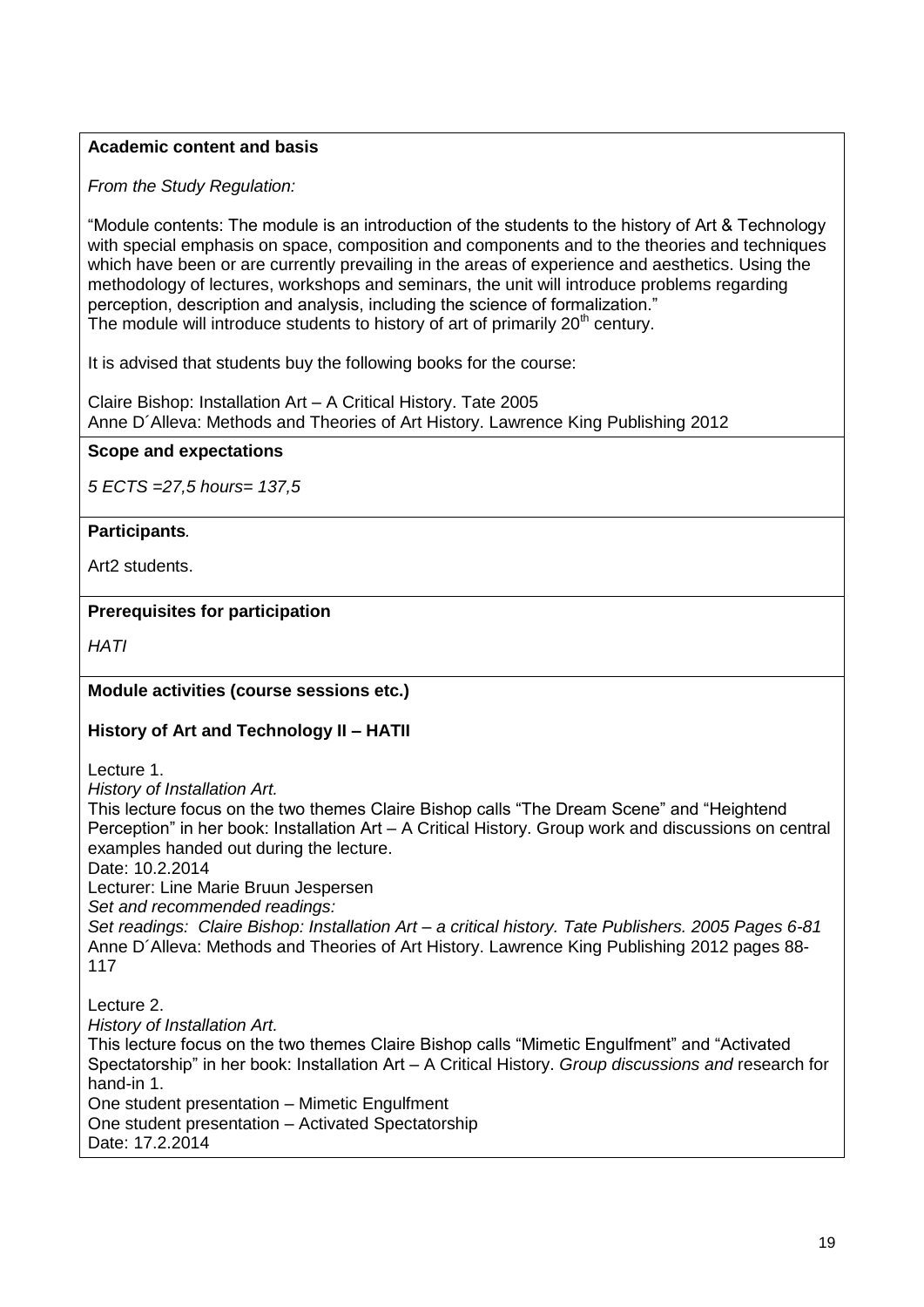**Academic content and basis**

*From the Study Regulation:*

"Module contents: The module is an introduction of the students to the history of Art & Technology with special emphasis on space, composition and components and to the theories and techniques which have been or are currently prevailing in the areas of experience and aesthetics. Using the methodology of lectures, workshops and seminars, the unit will introduce problems regarding perception, description and analysis, including the science of formalization."
The module will introduce students to history of art of primarily 20th century.

It is advised that students buy the following books for the course:

Claire Bishop: Installation Art – A Critical History. Tate 2005
Anne D´Alleva: Methods and Theories of Art History. Lawrence King Publishing 2012

**Scope and expectations**

*5 ECTS =27,5 hours= 137,5*

**Participants**.

Art2 students.

**Prerequisites for participation**

*HATI*

**Module activities (course sessions etc.)**

**History of Art and Technology II – HATII**

Lecture 1.
*History of Installation Art.*
This lecture focus on the two themes Claire Bishop calls "The Dream Scene" and "Heightend Perception" in her book: Installation Art – A Critical History. Group work and discussions on central examples handed out during the lecture.
Date: 10.2.2014
Lecturer: Line Marie Bruun Jespersen
*Set and recommended readings:*
*Set readings: Claire Bishop: Installation Art – a critical history. Tate Publishers. 2005 Pages 6-81*
Anne D´Alleva: Methods and Theories of Art History. Lawrence King Publishing 2012 pages 88-117

Lecture 2.
*History of Installation Art.*
This lecture focus on the two themes Claire Bishop calls "Mimetic Engulfment" and "Activated Spectatorship" in her book: Installation Art – A Critical History. *Group discussions and* research for hand-in 1.
One student presentation – Mimetic Engulfment
One student presentation – Activated Spectatorship
Date: 17.2.2014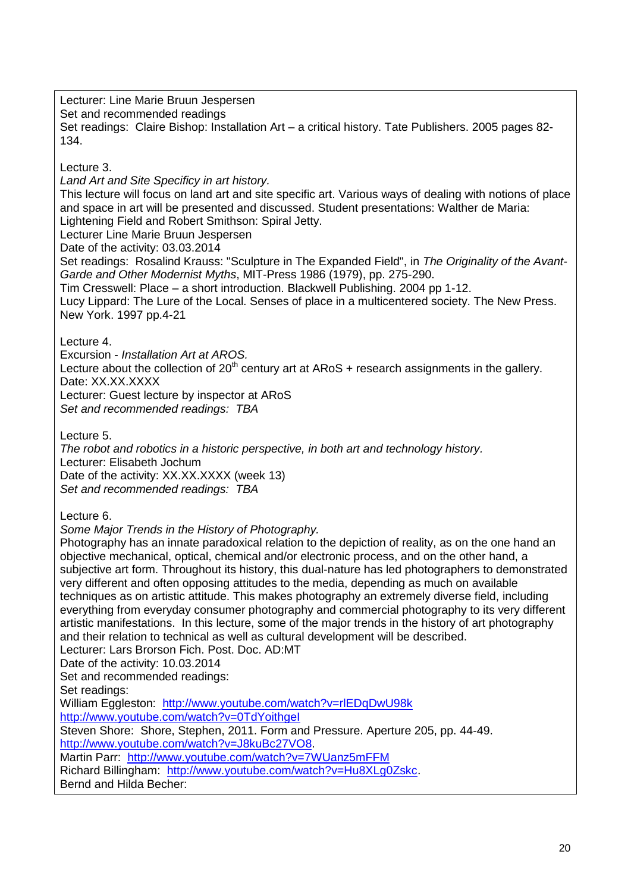Lecturer: Line Marie Bruun Jespersen
Set and recommended readings
Set readings: Claire Bishop: Installation Art – a critical history. Tate Publishers. 2005 pages 82-134.

Lecture 3.
*Land Art and Site Specificy in art history.*
This lecture will focus on land art and site specific art. Various ways of dealing with notions of place and space in art will be presented and discussed. Student presentations: Walther de Maria: Lightening Field and Robert Smithson: Spiral Jetty.
Lecturer Line Marie Bruun Jespersen
Date of the activity: 03.03.2014
Set readings: Rosalind Krauss: "Sculpture in The Expanded Field", in *The Originality of the Avant-Garde and Other Modernist Myths*, MIT-Press 1986 (1979), pp. 275-290.
Tim Cresswell: Place – a short introduction. Blackwell Publishing. 2004 pp 1-12.
Lucy Lippard: The Lure of the Local. Senses of place in a multicentered society. The New Press. New York. 1997 pp.4-21

Lecture 4.
Excursion - *Installation Art at AROS.*
Lecture about the collection of 20th century art at ARoS + research assignments in the gallery.
Date: XX.XX.XXXX
Lecturer: Guest lecture by inspector at ARoS
*Set and recommended readings: TBA*

Lecture 5.
*The robot and robotics in a historic perspective, in both art and technology history.*
Lecturer: Elisabeth Jochum
Date of the activity: XX.XX.XXXX (week 13)
*Set and recommended readings: TBA*

Lecture 6.
*Some Major Trends in the History of Photography.*
Photography has an innate paradoxical relation to the depiction of reality, as on the one hand an objective mechanical, optical, chemical and/or electronic process, and on the other hand, a subjective art form. Throughout its history, this dual-nature has led photographers to demonstrated very different and often opposing attitudes to the media, depending as much on available techniques as on artistic attitude. This makes photography an extremely diverse field, including everything from everyday consumer photography and commercial photography to its very different artistic manifestations. In this lecture, some of the major trends in the history of art photography and their relation to technical as well as cultural development will be described.
Lecturer: Lars Brorson Fich. Post. Doc. AD:MT
Date of the activity: 10.03.2014
Set and recommended readings:
Set readings:
William Eggleston: http://www.youtube.com/watch?v=rlEDqDwU98k
http://www.youtube.com/watch?v=0TdYoithgeI
Steven Shore: Shore, Stephen, 2011. Form and Pressure. Aperture 205, pp. 44-49.
http://www.youtube.com/watch?v=J8kuBc27VO8.
Martin Parr: http://www.youtube.com/watch?v=7WUanz5mFFM
Richard Billingham: http://www.youtube.com/watch?v=Hu8XLg0Zskc.
Bernd and Hilda Becher: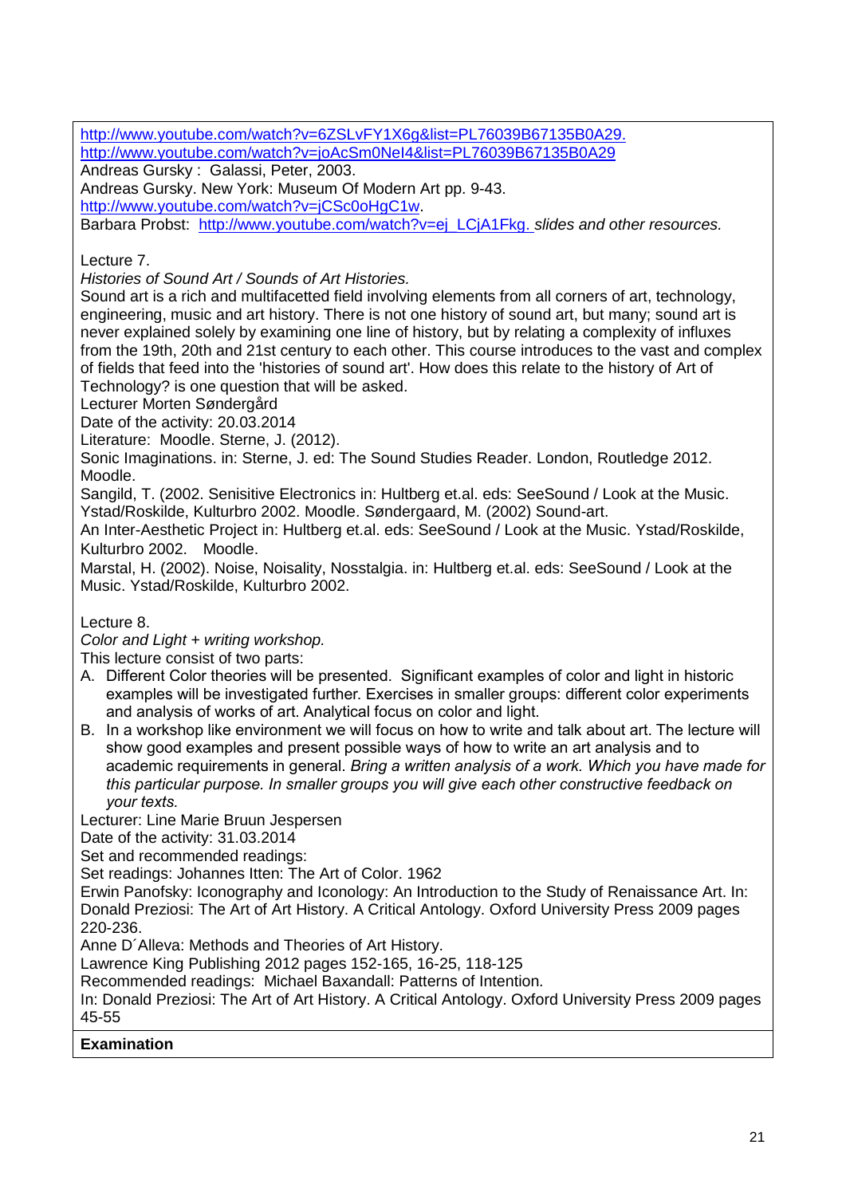http://www.youtube.com/watch?v=6ZSLvFY1X6g&list=PL76039B67135B0A29.
http://www.youtube.com/watch?v=joAcSm0NeI4&list=PL76039B67135B0A29
Andreas Gursky : Galassi, Peter, 2003.
Andreas Gursky. New York: Museum Of Modern Art pp. 9-43.
http://www.youtube.com/watch?v=jCSc0oHgC1w.
Barbara Probst: http://www.youtube.com/watch?v=ej_LCjA1Fkg. *slides and other resources.*

Lecture 7.
*Histories of Sound Art / Sounds of Art Histories.*
Sound art is a rich and multifacetted field involving elements from all corners of art, technology, engineering, music and art history. There is not one history of sound art, but many; sound art is never explained solely by examining one line of history, but by relating a complexity of influxes from the 19th, 20th and 21st century to each other. This course introduces to the vast and complex of fields that feed into the 'histories of sound art'. How does this relate to the history of Art of Technology? is one question that will be asked.
Lecturer Morten Søndergård
Date of the activity: 20.03.2014
Literature: Moodle. Sterne, J. (2012).
Sonic Imaginations. in: Sterne, J. ed: The Sound Studies Reader. London, Routledge 2012. Moodle.
Sangild, T. (2002. Senisitive Electronics in: Hultberg et.al. eds: SeeSound / Look at the Music. Ystad/Roskilde, Kulturbro 2002. Moodle. Søndergaard, M. (2002) Sound-art.
An Inter-Aesthetic Project in: Hultberg et.al. eds: SeeSound / Look at the Music. Ystad/Roskilde, Kulturbro 2002. Moodle.
Marstal, H. (2002). Noise, Noisality, Nosstalgia. in: Hultberg et.al. eds: SeeSound / Look at the Music. Ystad/Roskilde, Kulturbro 2002.

Lecture 8.
*Color and Light + writing workshop.*
This lecture consist of two parts:

A. Different Color theories will be presented. Significant examples of color and light in historic examples will be investigated further. Exercises in smaller groups: different color experiments and analysis of works of art. Analytical focus on color and light.
B. In a workshop like environment we will focus on how to write and talk about art. The lecture will show good examples and present possible ways of how to write an art analysis and to academic requirements in general. *Bring a written analysis of a work. Which you have made for this particular purpose. In smaller groups you will give each other constructive feedback on your texts.*

Lecturer: Line Marie Bruun Jespersen
Date of the activity: 31.03.2014
Set and recommended readings:
Set readings: Johannes Itten: The Art of Color. 1962
Erwin Panofsky: Iconography and Iconology: An Introduction to the Study of Renaissance Art. In: Donald Preziosi: The Art of Art History. A Critical Antology. Oxford University Press 2009 pages 220-236.
Anne D´Alleva: Methods and Theories of Art History.
Lawrence King Publishing 2012 pages 152-165, 16-25, 118-125
Recommended readings: Michael Baxandall: Patterns of Intention.
In: Donald Preziosi: The Art of Art History. A Critical Antology. Oxford University Press 2009 pages 45-55

**Examination**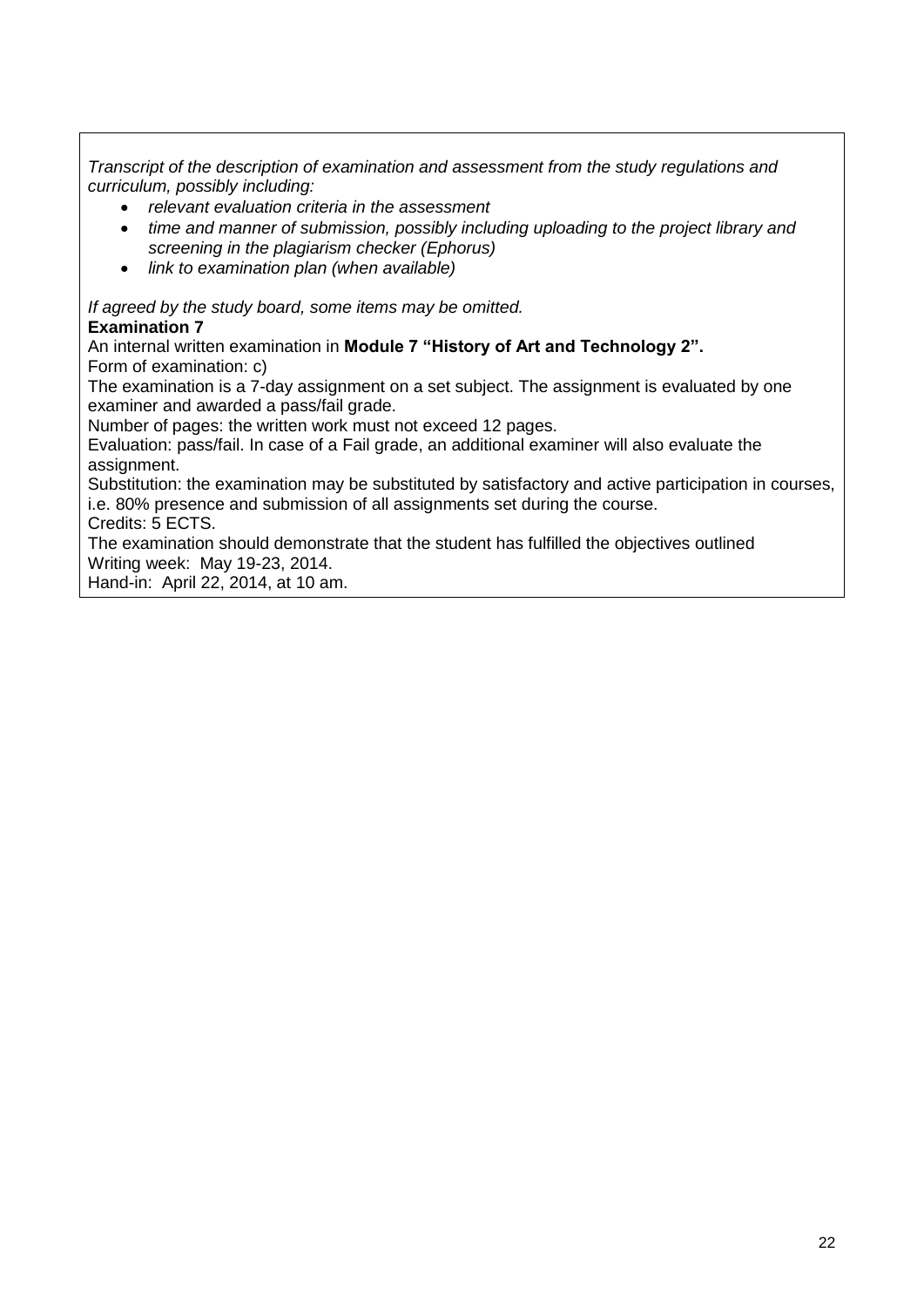*Transcript of the description of examination and assessment from the study regulations and curriculum, possibly including:*

- *relevant evaluation criteria in the assessment*
- *time and manner of submission, possibly including uploading to the project library and screening in the plagiarism checker (Ephorus)*
- *link to examination plan (when available)*

*If agreed by the study board, some items may be omitted.*

**Examination 7**

An internal written examination in **Module 7 "History of Art and Technology 2".**

Form of examination: c)

The examination is a 7-day assignment on a set subject. The assignment is evaluated by one examiner and awarded a pass/fail grade.

Number of pages: the written work must not exceed 12 pages.

Evaluation: pass/fail. In case of a Fail grade, an additional examiner will also evaluate the assignment.

Substitution: the examination may be substituted by satisfactory and active participation in courses, i.e. 80% presence and submission of all assignments set during the course.

Credits: 5 ECTS.

The examination should demonstrate that the student has fulfilled the objectives outlined

Writing week: May 19-23, 2014.

Hand-in: April 22, 2014, at 10 am.